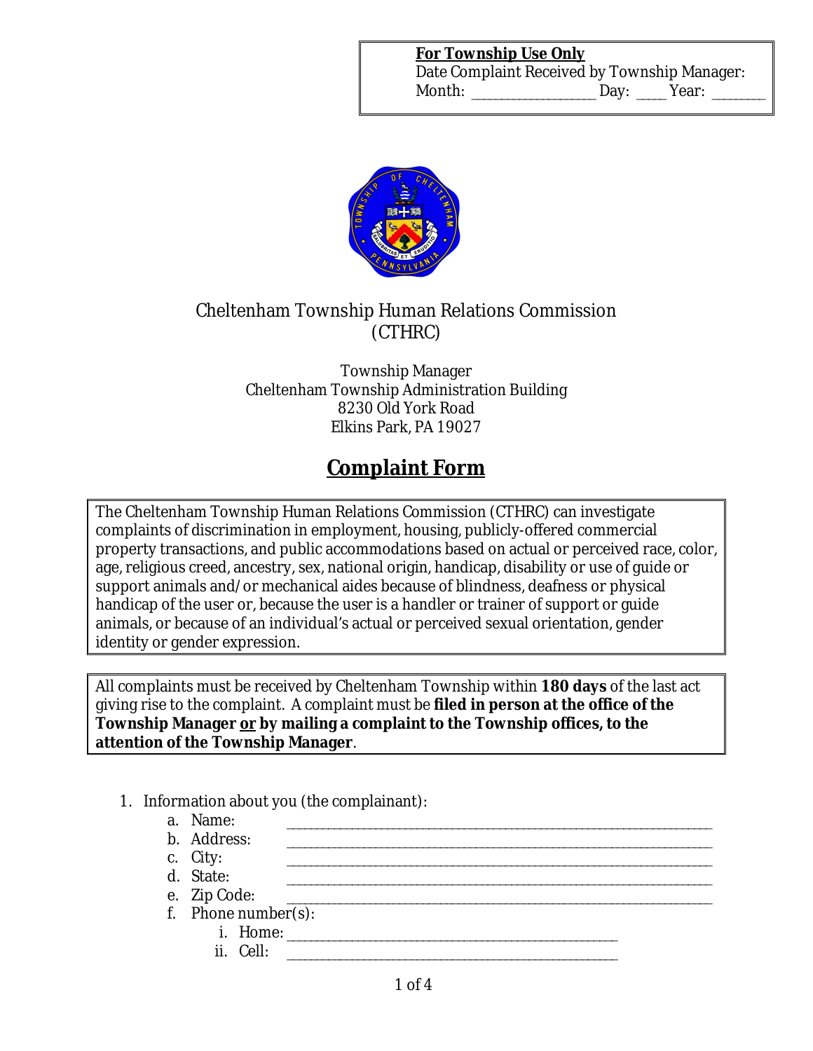**For Township Use Only**
Date Complaint Received by Township Manager:
Month: ________________ Day: ____ Year: _______

Cheltenham Township Human Relations Commission
(CTHRC)

Township Manager
Cheltenham Township Administration Building
8230 Old York Road
Elkins Park, PA 19027

# Complaint Form

The Cheltenham Township Human Relations Commission (CTHRC) can investigate complaints of discrimination in employment, housing, publicly-offered commercial property transactions, and public accommodations based on actual or perceived race, color, age, religious creed, ancestry, sex, national origin, handicap, disability or use of guide or support animals and/or mechanical aides because of blindness, deafness or physical handicap of the user or, because the user is a handler or trainer of support or guide animals, or because of an individual's actual or perceived sexual orientation, gender identity or gender expression.

All complaints must be received by Cheltenham Township within **180 days** of the last act giving rise to the complaint. A complaint must be **filed in person at the office of the Township Manager <u>or</u> by mailing a complaint to the Township offices, to the attention of the Township Manager**.

1. Information about you (the complainant):
   a. Name: ____________________________________________
   b. Address: ____________________________________________
   c. City: ____________________________________________
   d. State: ____________________________________________
   e. Zip Code: ____________________________________________
   f. Phone number(s):
      i. Home: ________________________________________
      ii. Cell: ________________________________________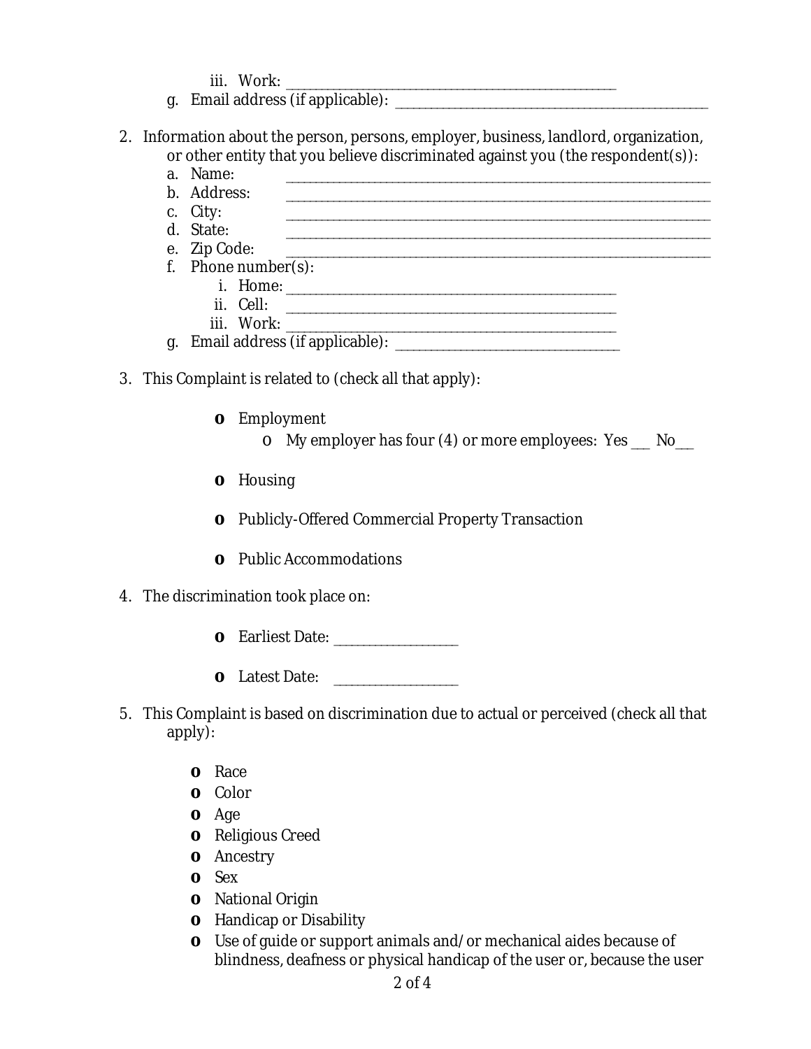iii. Work: ______________________________________________

g. Email address (if applicable): ______________________________________________

2. Information about the person, persons, employer, business, landlord, organization, or other entity that you believe discriminated against you (the respondent(s)):
   a. Name: ______________________________________________
   b. Address: ______________________________________________
   c. City: ______________________________________________
   d. State: ______________________________________________
   e. Zip Code: ______________________________________________
   f. Phone number(s):
      i. Home: ______________________________________________
      ii. Cell: ______________________________________________
      iii. Work: ______________________________________________
   g. Email address (if applicable): ________________________________

3. This Complaint is related to (check all that apply):

   - o Employment
     - o My employer has four (4) or more employees: Yes ___ No___
   - o Housing
   - o Publicly-Offered Commercial Property Transaction
   - o Public Accommodations

4. The discrimination took place on:

   - o Earliest Date: ________________
   - o Latest Date: ________________

5. This Complaint is based on discrimination due to actual or perceived (check all that apply):

   - o Race
   - o Color
   - o Age
   - o Religious Creed
   - o Ancestry
   - o Sex
   - o National Origin
   - o Handicap or Disability
   - o Use of guide or support animals and/or mechanical aides because of blindness, deafness or physical handicap of the user or, because the user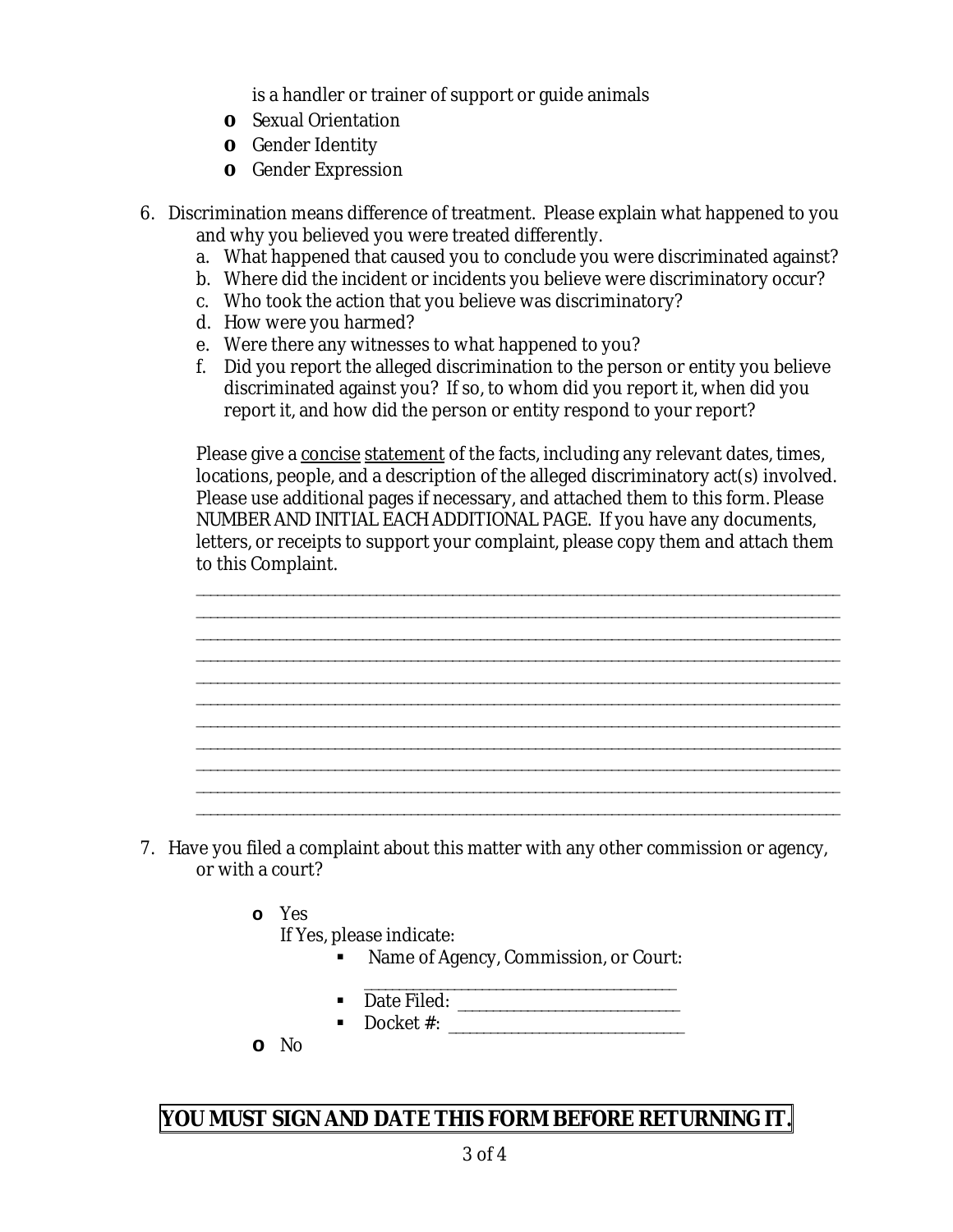is a handler or trainer of support or guide animals

- o Sexual Orientation
- o Gender Identity
- o Gender Expression

6. Discrimination means difference of treatment. Please explain what happened to you and why you believed you were treated differently.
   a. What happened that caused you to conclude you were discriminated against?
   b. Where did the incident or incidents you believe were discriminatory occur?
   c. Who took the action that you believe was discriminatory?
   d. How were you harmed?
   e. Were there any witnesses to what happened to you?
   f. Did you report the alleged discrimination to the person or entity you believe discriminated against you? If so, to whom did you report it, when did you report it, and how did the person or entity respond to your report?

   Please give a <u>concise</u> <u>statement</u> of the facts, including any relevant dates, times, locations, people, and a description of the alleged discriminatory act(s) involved. Please use additional pages if necessary, and attached them to this form. Please NUMBER AND INITIAL EACH ADDITIONAL PAGE. If you have any documents, letters, or receipts to support your complaint, please copy them and attach them to this Complaint.

   ______________________________________________________________________________
   ______________________________________________________________________________
   ______________________________________________________________________________
   ______________________________________________________________________________
   ______________________________________________________________________________
   ______________________________________________________________________________
   ______________________________________________________________________________
   ______________________________________________________________________________
   ______________________________________________________________________________
   ______________________________________________________________________________
   ______________________________________________________________________________

7. Have you filed a complaint about this matter with any other commission or agency, or with a court?

   - o Yes

     If Yes, please indicate:
     - Name of Agency, Commission, or Court: ________________________________
     - Date Filed: ________________________
     - Docket #: ________________________

   - o No

**YOU MUST SIGN AND DATE THIS FORM BEFORE RETURNING IT.**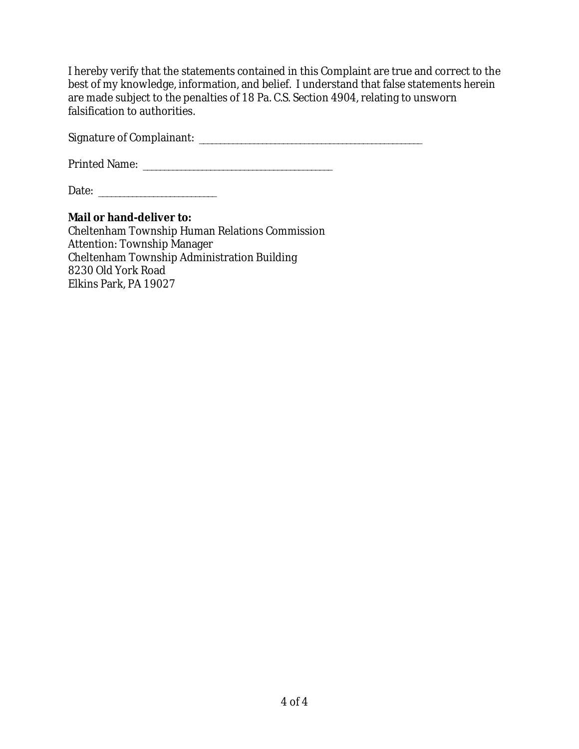I hereby verify that the statements contained in this Complaint are true and correct to the best of my knowledge, information, and belief. I understand that false statements herein are made subject to the penalties of 18 Pa. C.S. Section 4904, relating to unsworn falsification to authorities.

Signature of Complainant: ___________________________________________________

Printed Name: ___________________________________________

Date: ___________________________

**Mail or hand-deliver to:**
Cheltenham Township Human Relations Commission
Attention: Township Manager
Cheltenham Township Administration Building
8230 Old York Road
Elkins Park, PA 19027